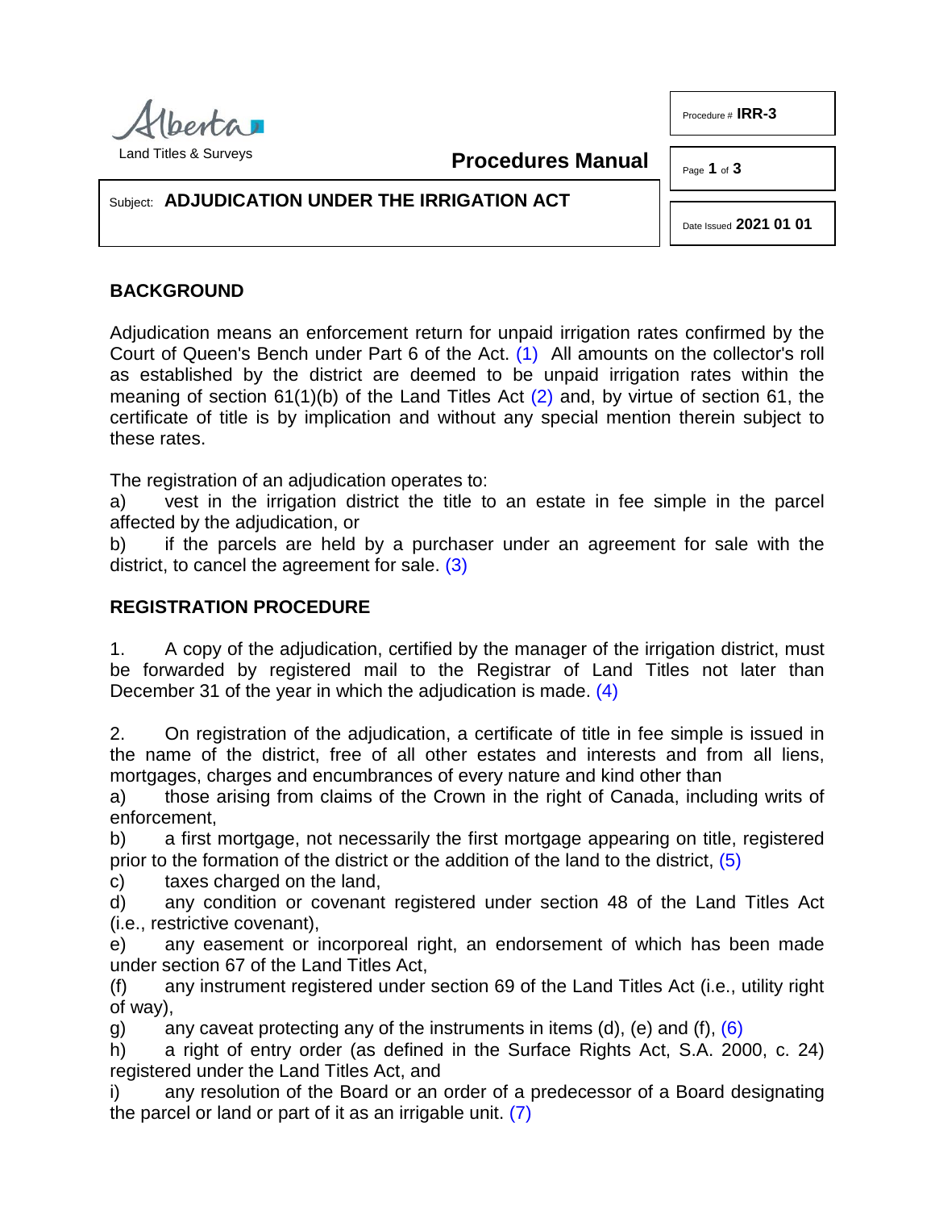Alberta
Land Titles & Surveys

**Procedures Manual**

Procedure # **IRR-3**

Date Issued **2021 01 01**

Subject: **ADJUDICATION UNDER THE IRRIGATION ACT**

## BACKGROUND

Adjudication means an enforcement return for unpaid irrigation rates confirmed by the Court of Queen's Bench under Part 6 of the Act. (1) All amounts on the collector's roll as established by the district are deemed to be unpaid irrigation rates within the meaning of section 61(1)(b) of the Land Titles Act (2) and, by virtue of section 61, the certificate of title is by implication and without any special mention therein subject to these rates.

The registration of an adjudication operates to:

a) vest in the irrigation district the title to an estate in fee simple in the parcel affected by the adjudication, or

b) if the parcels are held by a purchaser under an agreement for sale with the district, to cancel the agreement for sale. (3)

## REGISTRATION PROCEDURE

1. A copy of the adjudication, certified by the manager of the irrigation district, must be forwarded by registered mail to the Registrar of Land Titles not later than December 31 of the year in which the adjudication is made. (4)

2. On registration of the adjudication, a certificate of title in fee simple is issued in the name of the district, free of all other estates and interests and from all liens, mortgages, charges and encumbrances of every nature and kind other than

a) those arising from claims of the Crown in the right of Canada, including writs of enforcement,

b) a first mortgage, not necessarily the first mortgage appearing on title, registered prior to the formation of the district or the addition of the land to the district, (5)

c) taxes charged on the land,

d) any condition or covenant registered under section 48 of the Land Titles Act (i.e., restrictive covenant),

e) any easement or incorporeal right, an endorsement of which has been made under section 67 of the Land Titles Act,

(f) any instrument registered under section 69 of the Land Titles Act (i.e., utility right of way),

g) any caveat protecting any of the instruments in items (d), (e) and (f), (6)

h) a right of entry order (as defined in the Surface Rights Act, S.A. 2000, c. 24) registered under the Land Titles Act, and

i) any resolution of the Board or an order of a predecessor of a Board designating the parcel or land or part of it as an irrigable unit. (7)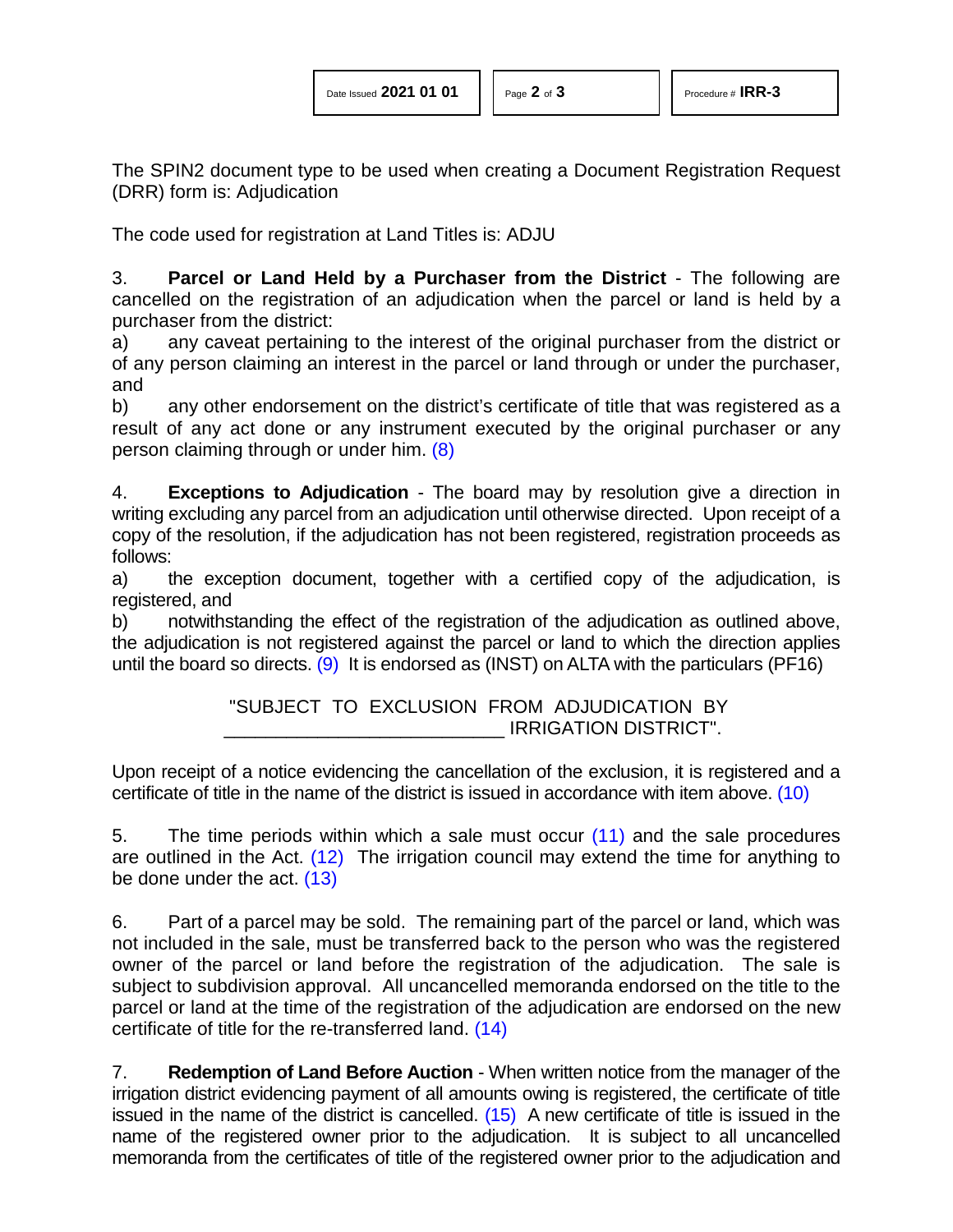The SPIN2 document type to be used when creating a Document Registration Request (DRR) form is: Adjudication

The code used for registration at Land Titles is: ADJU

3. **Parcel or Land Held by a Purchaser from the District** - The following are cancelled on the registration of an adjudication when the parcel or land is held by a purchaser from the district:

a) any caveat pertaining to the interest of the original purchaser from the district or of any person claiming an interest in the parcel or land through or under the purchaser, and

b) any other endorsement on the district's certificate of title that was registered as a result of any act done or any instrument executed by the original purchaser or any person claiming through or under him. (8)

4. **Exceptions to Adjudication** - The board may by resolution give a direction in writing excluding any parcel from an adjudication until otherwise directed. Upon receipt of a copy of the resolution, if the adjudication has not been registered, registration proceeds as follows:

a) the exception document, together with a certified copy of the adjudication, is registered, and

b) notwithstanding the effect of the registration of the adjudication as outlined above, the adjudication is not registered against the parcel or land to which the direction applies until the board so directs. (9) It is endorsed as (INST) on ALTA with the particulars (PF16)

"SUBJECT TO EXCLUSION FROM ADJUDICATION BY ___________________________ IRRIGATION DISTRICT".

Upon receipt of a notice evidencing the cancellation of the exclusion, it is registered and a certificate of title in the name of the district is issued in accordance with item above. (10)

5. The time periods within which a sale must occur (11) and the sale procedures are outlined in the Act. (12) The irrigation council may extend the time for anything to be done under the act. (13)

6. Part of a parcel may be sold. The remaining part of the parcel or land, which was not included in the sale, must be transferred back to the person who was the registered owner of the parcel or land before the registration of the adjudication. The sale is subject to subdivision approval. All uncancelled memoranda endorsed on the title to the parcel or land at the time of the registration of the adjudication are endorsed on the new certificate of title for the re-transferred land. (14)

7. **Redemption of Land Before Auction** - When written notice from the manager of the irrigation district evidencing payment of all amounts owing is registered, the certificate of title issued in the name of the district is cancelled. (15) A new certificate of title is issued in the name of the registered owner prior to the adjudication. It is subject to all uncancelled memoranda from the certificates of title of the registered owner prior to the adjudication and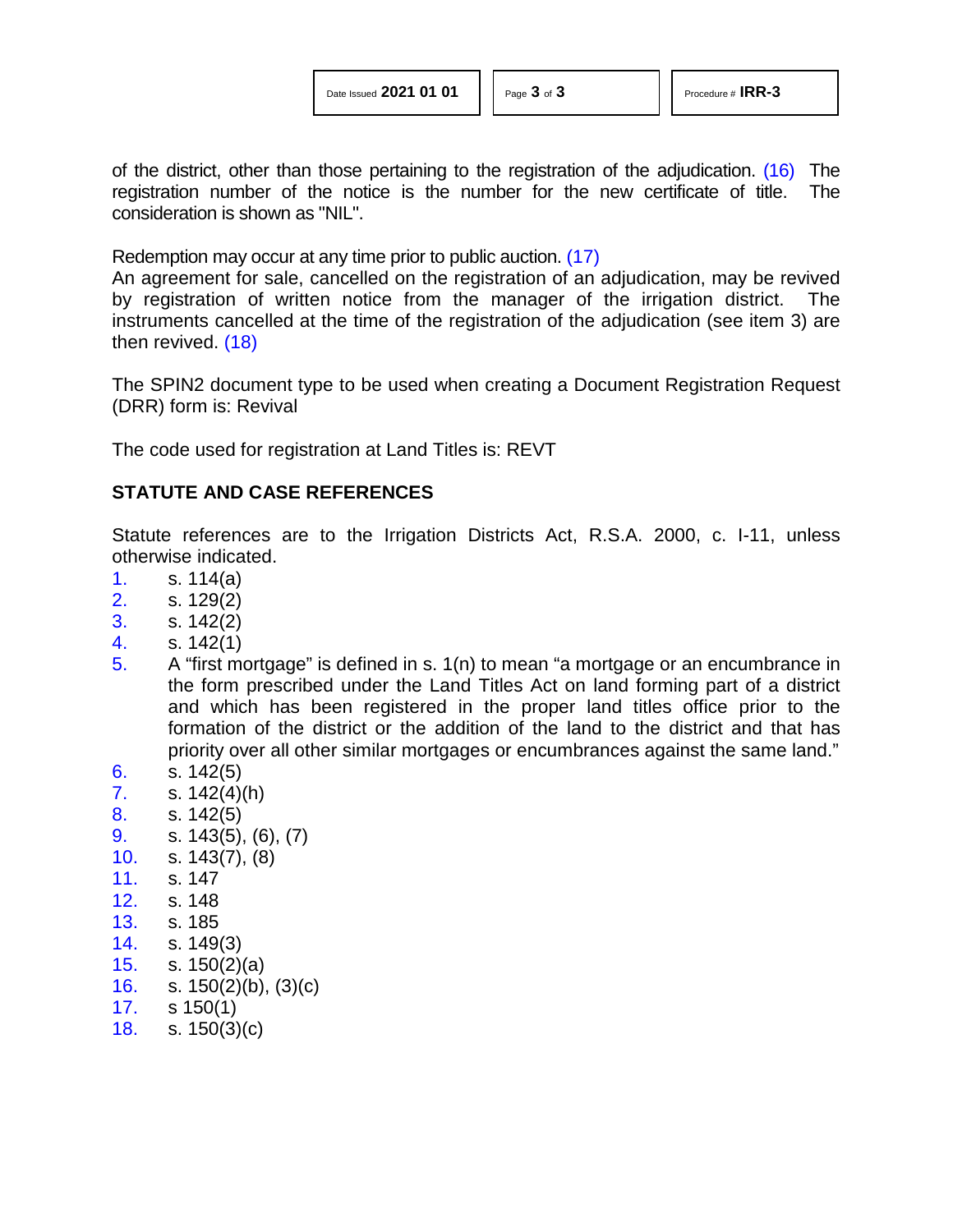of the district, other than those pertaining to the registration of the adjudication. (16) The registration number of the notice is the number for the new certificate of title. The consideration is shown as "NIL".

Redemption may occur at any time prior to public auction. (17)
An agreement for sale, cancelled on the registration of an adjudication, may be revived by registration of written notice from the manager of the irrigation district. The instruments cancelled at the time of the registration of the adjudication (see item 3) are then revived. (18)

The SPIN2 document type to be used when creating a Document Registration Request (DRR) form is: Revival

The code used for registration at Land Titles is: REVT

## STATUTE AND CASE REFERENCES

Statute references are to the Irrigation Districts Act, R.S.A. 2000, c. I-11, unless otherwise indicated.

1. s. 114(a)
2. s. 129(2)
3. s. 142(2)
4. s. 142(1)
5. A "first mortgage" is defined in s. 1(n) to mean "a mortgage or an encumbrance in the form prescribed under the Land Titles Act on land forming part of a district and which has been registered in the proper land titles office prior to the formation of the district or the addition of the land to the district and that has priority over all other similar mortgages or encumbrances against the same land."
6. s. 142(5)
7. s. 142(4)(h)
8. s. 142(5)
9. s. 143(5), (6), (7)
10. s. 143(7), (8)
11. s. 147
12. s. 148
13. s. 185
14. s. 149(3)
15. s. 150(2)(a)
16. s. 150(2)(b), (3)(c)
17. s 150(1)
18. s. 150(3)(c)